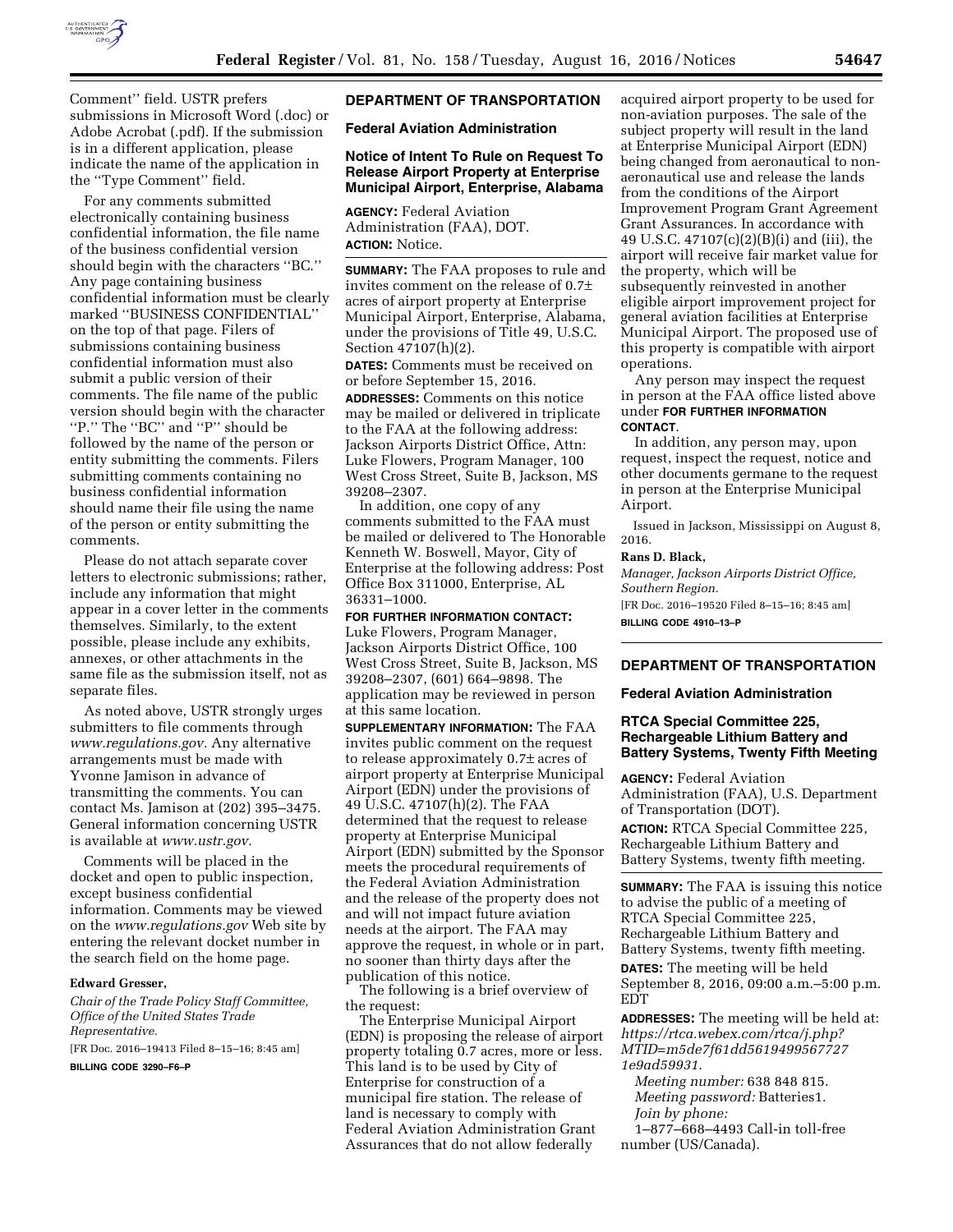Comment'' field. USTR prefers submissions in Microsoft Word (.doc) or Adobe Acrobat (.pdf). If the submission is in a different application, please indicate the name of the application in the ''Type Comment'' field.

For any comments submitted electronically containing business confidential information, the file name of the business confidential version should begin with the characters ''BC.'' Any page containing business confidential information must be clearly marked ''BUSINESS CONFIDENTIAL'' on the top of that page. Filers of submissions containing business confidential information must also submit a public version of their comments. The file name of the public version should begin with the character ''P.'' The ''BC'' and ''P'' should be followed by the name of the person or entity submitting the comments. Filers submitting comments containing no business confidential information should name their file using the name of the person or entity submitting the comments.

Please do not attach separate cover letters to electronic submissions; rather, include any information that might appear in a cover letter in the comments themselves. Similarly, to the extent possible, please include any exhibits, annexes, or other attachments in the same file as the submission itself, not as separate files.

As noted above, USTR strongly urges submitters to file comments through *www.regulations.gov.* Any alternative arrangements must be made with Yvonne Jamison in advance of transmitting the comments. You can contact Ms. Jamison at (202) 395–3475. General information concerning USTR is available at *www.ustr.gov.*

Comments will be placed in the docket and open to public inspection, except business confidential information. Comments may be viewed on the *www.regulations.gov* Web site by entering the relevant docket number in the search field on the home page.

**Edward Gresser,**

*Chair of the Trade Policy Staff Committee, Office of the United States Trade Representative.*

[FR Doc. 2016–19413 Filed 8–15–16; 8:45 am]

**BILLING CODE 3290–F6–P**

## DEPARTMENT OF TRANSPORTATION

### Federal Aviation Administration

### Notice of Intent To Rule on Request To Release Airport Property at Enterprise Municipal Airport, Enterprise, Alabama

**AGENCY:** Federal Aviation Administration (FAA), DOT.

**ACTION:** Notice.

**SUMMARY:** The FAA proposes to rule and invites comment on the release of 0.7± acres of airport property at Enterprise Municipal Airport, Enterprise, Alabama, under the provisions of Title 49, U.S.C. Section 47107(h)(2).

**DATES:** Comments must be received on or before September 15, 2016.

**ADDRESSES:** Comments on this notice may be mailed or delivered in triplicate to the FAA at the following address: Jackson Airports District Office, Attn: Luke Flowers, Program Manager, 100 West Cross Street, Suite B, Jackson, MS 39208–2307.

In addition, one copy of any comments submitted to the FAA must be mailed or delivered to The Honorable Kenneth W. Boswell, Mayor, City of Enterprise at the following address: Post Office Box 311000, Enterprise, AL 36331–1000.

**FOR FURTHER INFORMATION CONTACT:** Luke Flowers, Program Manager, Jackson Airports District Office, 100 West Cross Street, Suite B, Jackson, MS 39208–2307, (601) 664–9898. The application may be reviewed in person at this same location.

**SUPPLEMENTARY INFORMATION:** The FAA invites public comment on the request to release approximately 0.7± acres of airport property at Enterprise Municipal Airport (EDN) under the provisions of 49 U.S.C. 47107(h)(2). The FAA determined that the request to release property at Enterprise Municipal Airport (EDN) submitted by the Sponsor meets the procedural requirements of the Federal Aviation Administration and the release of the property does not and will not impact future aviation needs at the airport. The FAA may approve the request, in whole or in part, no sooner than thirty days after the publication of this notice.

The following is a brief overview of the request:

The Enterprise Municipal Airport (EDN) is proposing the release of airport property totaling 0.7 acres, more or less. This land is to be used by City of Enterprise for construction of a municipal fire station. The release of land is necessary to comply with Federal Aviation Administration Grant Assurances that do not allow federally acquired airport property to be used for non-aviation purposes. The sale of the subject property will result in the land at Enterprise Municipal Airport (EDN) being changed from aeronautical to non-aeronautical use and release the lands from the conditions of the Airport Improvement Program Grant Agreement Grant Assurances. In accordance with 49 U.S.C. 47107(c)(2)(B)(i) and (iii), the airport will receive fair market value for the property, which will be subsequently reinvested in another eligible airport improvement project for general aviation facilities at Enterprise Municipal Airport. The proposed use of this property is compatible with airport operations.

Any person may inspect the request in person at the FAA office listed above under **FOR FURTHER INFORMATION CONTACT**.

In addition, any person may, upon request, inspect the request, notice and other documents germane to the request in person at the Enterprise Municipal Airport.

Issued in Jackson, Mississippi on August 8, 2016.

**Rans D. Black,**

*Manager, Jackson Airports District Office, Southern Region.*

[FR Doc. 2016–19520 Filed 8–15–16; 8:45 am]

**BILLING CODE 4910–13–P**

## DEPARTMENT OF TRANSPORTATION

### Federal Aviation Administration

### RTCA Special Committee 225, Rechargeable Lithium Battery and Battery Systems, Twenty Fifth Meeting

**AGENCY:** Federal Aviation Administration (FAA), U.S. Department of Transportation (DOT).

**ACTION:** RTCA Special Committee 225, Rechargeable Lithium Battery and Battery Systems, twenty fifth meeting.

**SUMMARY:** The FAA is issuing this notice to advise the public of a meeting of RTCA Special Committee 225, Rechargeable Lithium Battery and Battery Systems, twenty fifth meeting.

**DATES:** The meeting will be held September 8, 2016, 09:00 a.m.–5:00 p.m. EDT

**ADDRESSES:** The meeting will be held at: *https://rtca.webex.com/rtca/j.php?MTID=m5de7f61dd56194995677271e9ad59931.*

*Meeting number:* 638 848 815.

*Meeting password:* Batteries1.

*Join by phone:*

1–877–668–4493 Call-in toll-free number (US/Canada).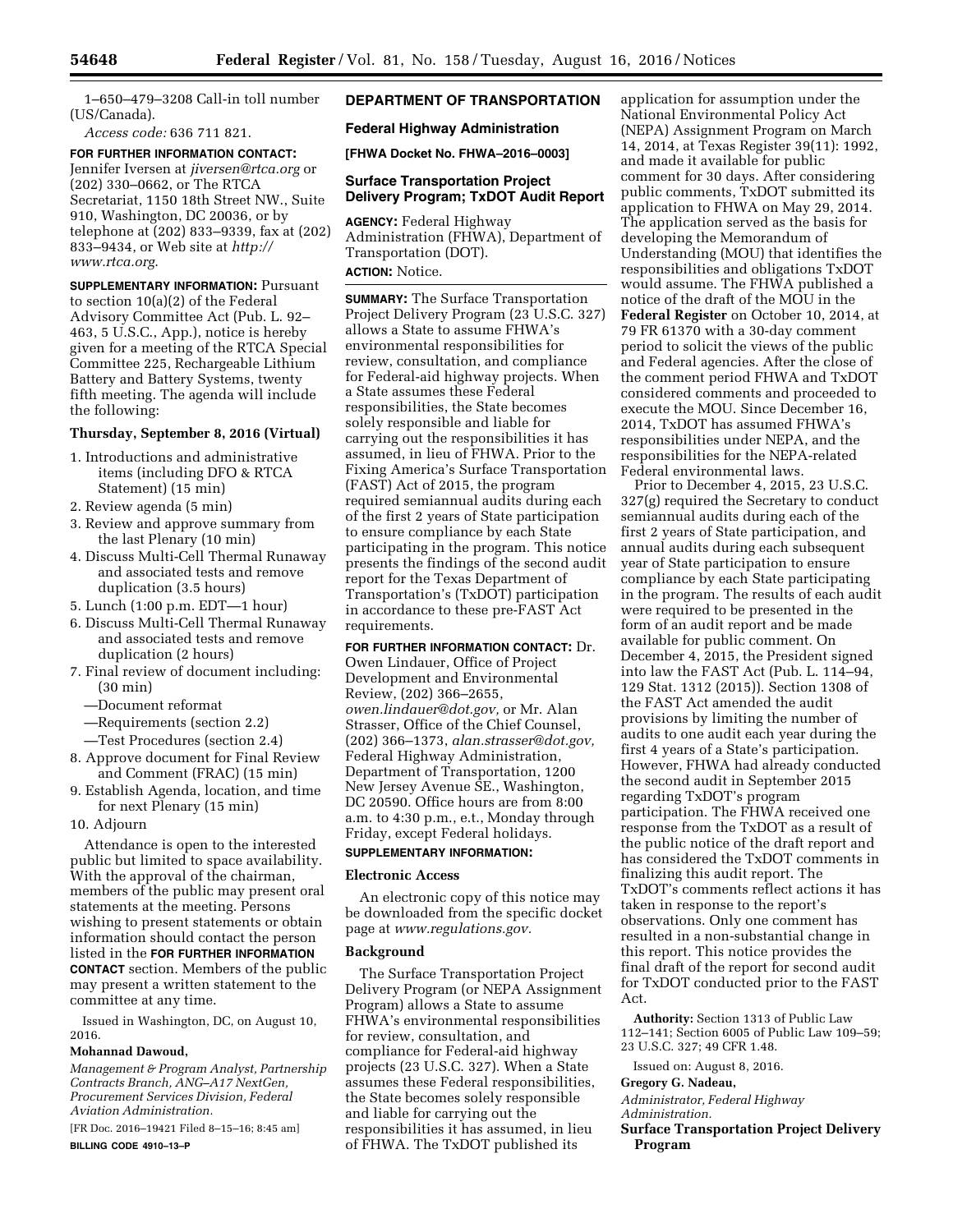1–650–479–3208 Call-in toll number (US/Canada).

*Access code:* 636 711 821.

**FOR FURTHER INFORMATION CONTACT:** Jennifer Iversen at *jiversen@rtca.org* or (202) 330–0662, or The RTCA Secretariat, 1150 18th Street NW., Suite 910, Washington, DC 20036, or by telephone at (202) 833–9339, fax at (202) 833–9434, or Web site at *http://www.rtca.org.*

**SUPPLEMENTARY INFORMATION:** Pursuant to section 10(a)(2) of the Federal Advisory Committee Act (Pub. L. 92–463, 5 U.S.C., App.), notice is hereby given for a meeting of the RTCA Special Committee 225, Rechargeable Lithium Battery and Battery Systems, twenty fifth meeting. The agenda will include the following:

### Thursday, September 8, 2016 (Virtual)

1. Introductions and administrative items (including DFO & RTCA Statement) (15 min)
2. Review agenda (5 min)
3. Review and approve summary from the last Plenary (10 min)
4. Discuss Multi-Cell Thermal Runaway and associated tests and remove duplication (3.5 hours)
5. Lunch (1:00 p.m. EDT—1 hour)
6. Discuss Multi-Cell Thermal Runaway and associated tests and remove duplication (2 hours)
7. Final review of document including: (30 min)
   —Document reformat
   —Requirements (section 2.2)
   —Test Procedures (section 2.4)
8. Approve document for Final Review and Comment (FRAC) (15 min)
9. Establish Agenda, location, and time for next Plenary (15 min)
10. Adjourn

Attendance is open to the interested public but limited to space availability. With the approval of the chairman, members of the public may present oral statements at the meeting. Persons wishing to present statements or obtain information should contact the person listed in the **FOR FURTHER INFORMATION CONTACT** section. Members of the public may present a written statement to the committee at any time.

Issued in Washington, DC, on August 10, 2016.

**Mohannad Dawoud,**

*Management & Program Analyst, Partnership Contracts Branch, ANG–A17 NextGen, Procurement Services Division, Federal Aviation Administration.*

[FR Doc. 2016–19421 Filed 8–15–16; 8:45 am]

**BILLING CODE 4910–13–P**

## DEPARTMENT OF TRANSPORTATION

### Federal Highway Administration

**[FHWA Docket No. FHWA–2016–0003]**

### Surface Transportation Project Delivery Program; TxDOT Audit Report

**AGENCY:** Federal Highway Administration (FHWA), Department of Transportation (DOT).

**ACTION:** Notice.

**SUMMARY:** The Surface Transportation Project Delivery Program (23 U.S.C. 327) allows a State to assume FHWA's environmental responsibilities for review, consultation, and compliance for Federal-aid highway projects. When a State assumes these Federal responsibilities, the State becomes solely responsible and liable for carrying out the responsibilities it has assumed, in lieu of FHWA. Prior to the Fixing America's Surface Transportation (FAST) Act of 2015, the program required semiannual audits during each of the first 2 years of State participation to ensure compliance by each State participating in the program. This notice presents the findings of the second audit report for the Texas Department of Transportation's (TxDOT) participation in accordance to these pre-FAST Act requirements.

**FOR FURTHER INFORMATION CONTACT:** Dr. Owen Lindauer, Office of Project Development and Environmental Review, (202) 366–2655, *owen.lindauer@dot.gov,* or Mr. Alan Strasser, Office of the Chief Counsel, (202) 366–1373, *alan.strasser@dot.gov,* Federal Highway Administration, Department of Transportation, 1200 New Jersey Avenue SE., Washington, DC 20590. Office hours are from 8:00 a.m. to 4:30 p.m., e.t., Monday through Friday, except Federal holidays.

**SUPPLEMENTARY INFORMATION:**

### Electronic Access

An electronic copy of this notice may be downloaded from the specific docket page at *www.regulations.gov.*

### Background

The Surface Transportation Project Delivery Program (or NEPA Assignment Program) allows a State to assume FHWA's environmental responsibilities for review, consultation, and compliance for Federal-aid highway projects (23 U.S.C. 327). When a State assumes these Federal responsibilities, the State becomes solely responsible and liable for carrying out the responsibilities it has assumed, in lieu of FHWA. The TxDOT published its application for assumption under the National Environmental Policy Act (NEPA) Assignment Program on March 14, 2014, at Texas Register 39(11): 1992, and made it available for public comment for 30 days. After considering public comments, TxDOT submitted its application to FHWA on May 29, 2014. The application served as the basis for developing the Memorandum of Understanding (MOU) that identifies the responsibilities and obligations TxDOT would assume. The FHWA published a notice of the draft of the MOU in the **Federal Register** on October 10, 2014, at 79 FR 61370 with a 30-day comment period to solicit the views of the public and Federal agencies. After the close of the comment period FHWA and TxDOT considered comments and proceeded to execute the MOU. Since December 16, 2014, TxDOT has assumed FHWA's responsibilities under NEPA, and the responsibilities for the NEPA-related Federal environmental laws.

Prior to December 4, 2015, 23 U.S.C. 327(g) required the Secretary to conduct semiannual audits during each of the first 2 years of State participation, and annual audits during each subsequent year of State participation to ensure compliance by each State participating in the program. The results of each audit were required to be presented in the form of an audit report and be made available for public comment. On December 4, 2015, the President signed into law the FAST Act (Pub. L. 114–94, 129 Stat. 1312 (2015)). Section 1308 of the FAST Act amended the audit provisions by limiting the number of audits to one audit each year during the first 4 years of a State's participation. However, FHWA had already conducted the second audit in September 2015 regarding TxDOT's program participation. The FHWA received one response from the TxDOT as a result of the public notice of the draft report and has considered the TxDOT comments in finalizing this audit report. The TxDOT's comments reflect actions it has taken in response to the report's observations. Only one comment has resulted in a non-substantial change in this report. This notice provides the final draft of the report for second audit for TxDOT conducted prior to the FAST Act.

**Authority:** Section 1313 of Public Law 112–141; Section 6005 of Public Law 109–59; 23 U.S.C. 327; 49 CFR 1.48.

Issued on: August 8, 2016.

**Gregory G. Nadeau,**

*Administrator, Federal Highway Administration.*

**Surface Transportation Project Delivery Program**